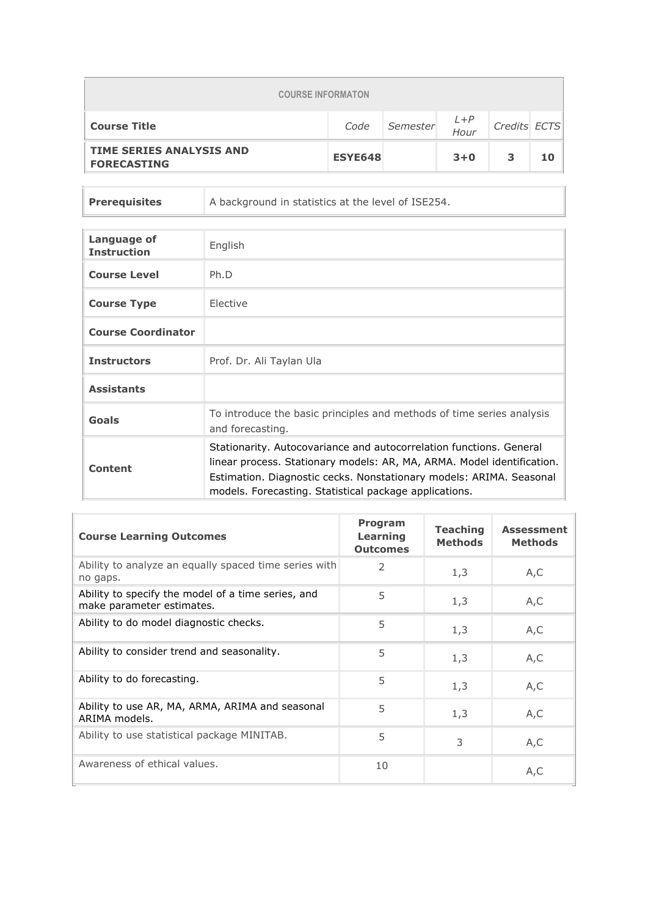| COURSE INFORMATON | | | | | |
|---|---|---|---|---|---|
| **Course Title** | *Code* | *Semester* | *L+P Hour* | *Credits* | *ECTS* |
| **TIME SERIES ANALYSIS AND FORECASTING** | **ESYE648** | | **3+0** | **3** | **10** |

| | |
|---|---|
| **Prerequisites** | A background in statistics at the level of ISE254. |

| | |
|---|---|
| **Language of Instruction** | English |
| **Course Level** | Ph.D |
| **Course Type** | Elective |
| **Course Coordinator** | |
| **Instructors** | Prof. Dr. Ali Taylan Ula |
| **Assistants** | |
| **Goals** | To introduce the basic principles and methods of time series analysis and forecasting. |
| **Content** | Stationarity. Autocovariance and autocorrelation functions. General linear process. Stationary models: AR, MA, ARMA. Model identification. Estimation. Diagnostic cecks. Nonstationary models: ARIMA. Seasonal models. Forecasting. Statistical package applications. |

| **Course Learning Outcomes** | **Program Learning Outcomes** | **Teaching Methods** | **Assessment Methods** |
|---|---|---|---|
| Ability to analyze an equally spaced time series with no gaps. | 2 | 1,3 | A,C |
| Ability to specify the model of a time series, and make parameter estimates. | 5 | 1,3 | A,C |
| Ability to do model diagnostic checks. | 5 | 1,3 | A,C |
| Ability to consider trend and seasonality. | 5 | 1,3 | A,C |
| Ability to do forecasting. | 5 | 1,3 | A,C |
| Ability to use AR, MA, ARMA, ARIMA and seasonal ARIMA models. | 5 | 1,3 | A,C |
| Ability to use statistical package MINITAB. | 5 | 3 | A,C |
| Awareness of ethical values. | 10 | | A,C |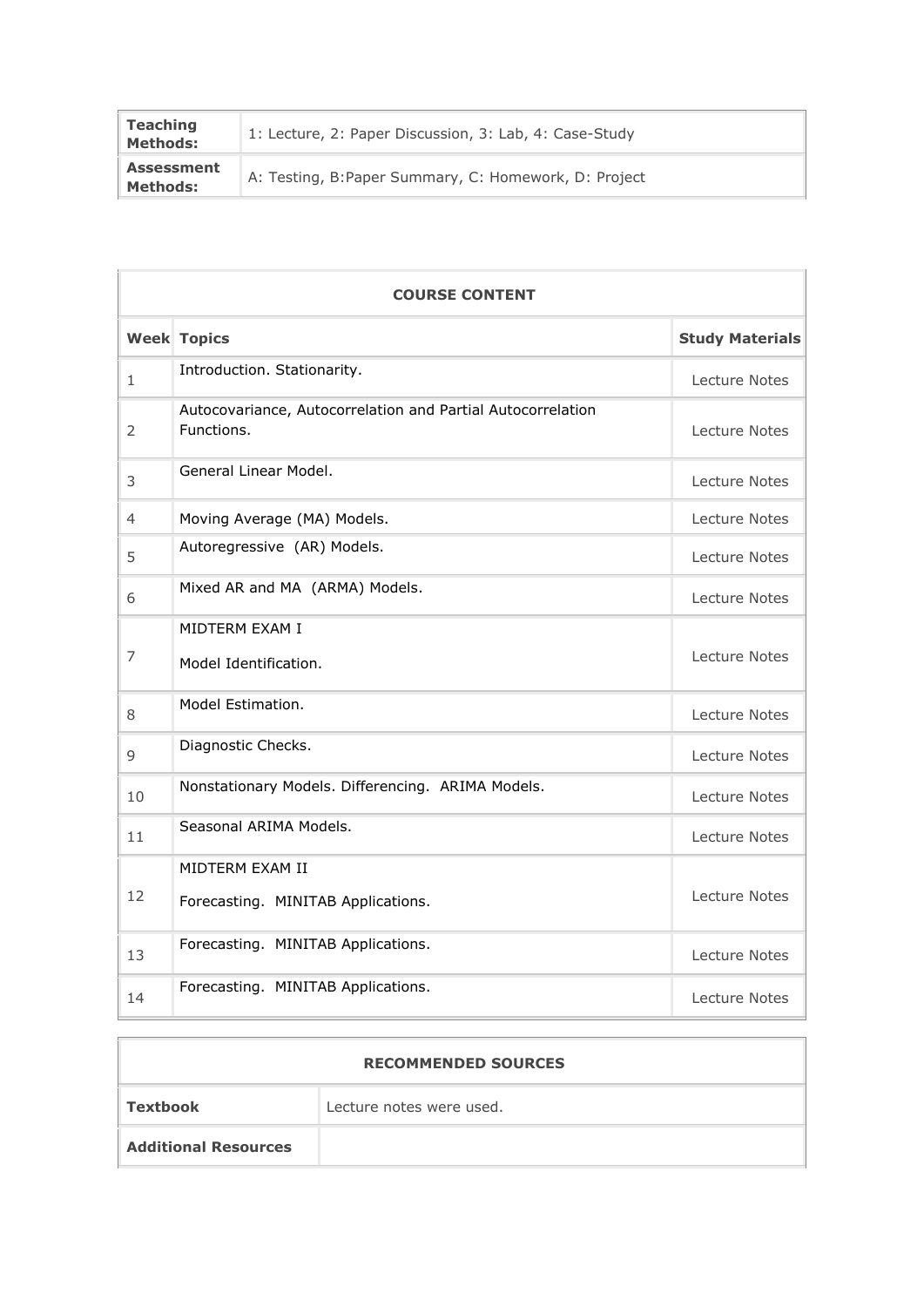| | |
|---|---|
| **Teaching Methods:** | 1: Lecture, 2: Paper Discussion, 3: Lab, 4: Case-Study |
| **Assessment Methods:** | A: Testing, B:Paper Summary, C: Homework, D: Project |

| **COURSE CONTENT** | | |
|---|---|---|
| **Week** | **Topics** | **Study Materials** |
| 1 | Introduction. Stationarity. | Lecture Notes |
| 2 | Autocovariance, Autocorrelation and Partial Autocorrelation Functions. | Lecture Notes |
| 3 | General Linear Model. | Lecture Notes |
| 4 | Moving Average (MA) Models. | Lecture Notes |
| 5 | Autoregressive (AR) Models. | Lecture Notes |
| 6 | Mixed AR and MA (ARMA) Models. | Lecture Notes |
| 7 | MIDTERM EXAM I<br><br>Model Identification. | Lecture Notes |
| 8 | Model Estimation. | Lecture Notes |
| 9 | Diagnostic Checks. | Lecture Notes |
| 10 | Nonstationary Models. Differencing. ARIMA Models. | Lecture Notes |
| 11 | Seasonal ARIMA Models. | Lecture Notes |
| 12 | MIDTERM EXAM II<br><br>Forecasting. MINITAB Applications. | Lecture Notes |
| 13 | Forecasting. MINITAB Applications. | Lecture Notes |
| 14 | Forecasting. MINITAB Applications. | Lecture Notes |

| **RECOMMENDED SOURCES** | |
|---|---|
| **Textbook** | Lecture notes were used. |
| **Additional Resources** | |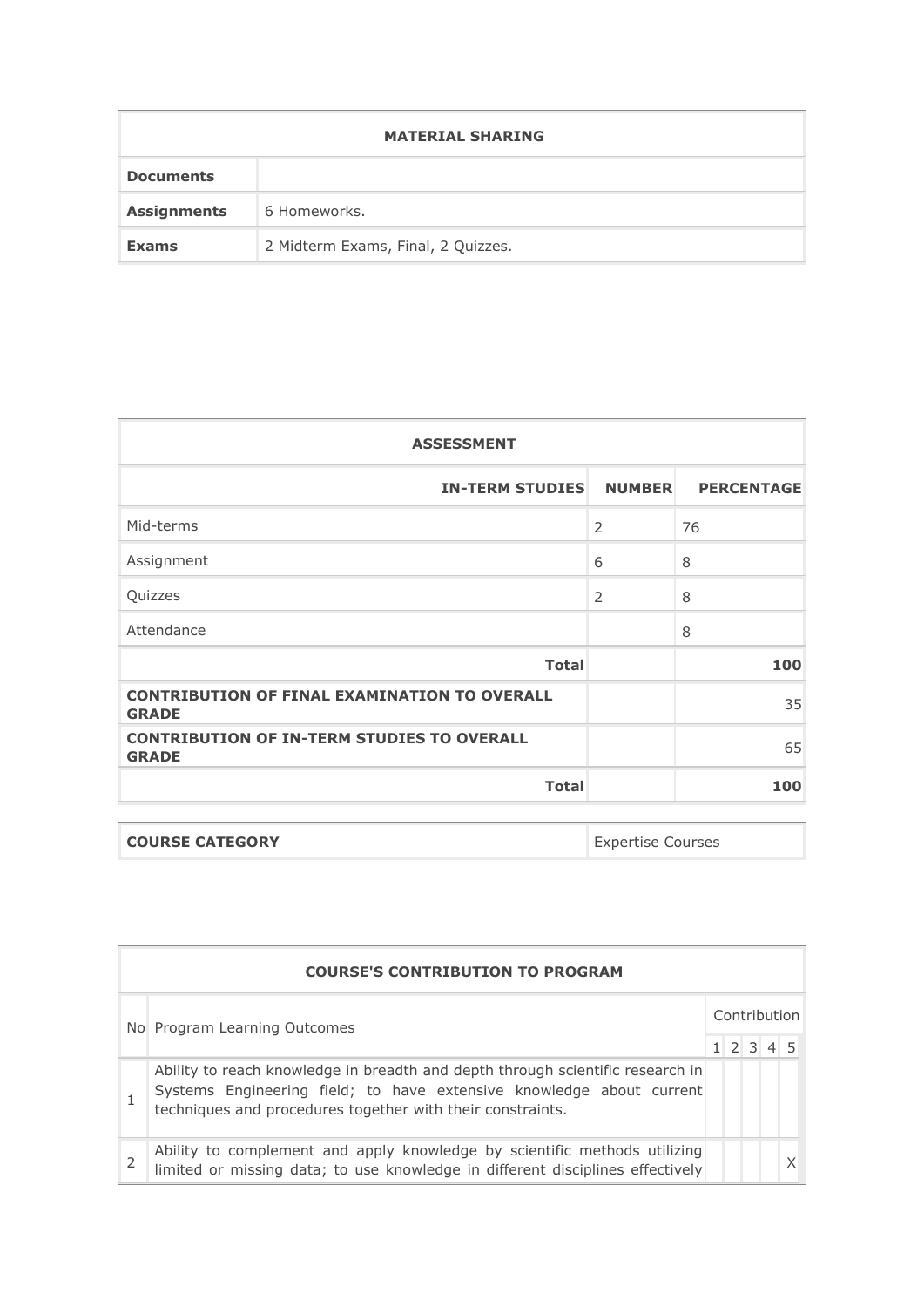| MATERIAL SHARING | |
|---|---|
| **Documents** | |
| **Assignments** | 6 Homeworks. |
| **Exams** | 2 Midterm Exams, Final, 2 Quizzes. |

| ASSESSMENT | | |
|---|---|---|
| **IN-TERM STUDIES** | **NUMBER** | **PERCENTAGE** |
| Mid-terms | 2 | 76 |
| Assignment | 6 | 8 |
| Quizzes | 2 | 8 |
| Attendance | | 8 |
| **Total** | | **100** |
| **CONTRIBUTION OF FINAL EXAMINATION TO OVERALL GRADE** | | 35 |
| **CONTRIBUTION OF IN-TERM STUDIES TO OVERALL GRADE** | | 65 |
| **Total** | | **100** |

| COURSE CATEGORY | Expertise Courses |
|---|---|

| COURSE'S CONTRIBUTION TO PROGRAM | | | | | | |
|---|---|---|---|---|---|---|
| No | Program Learning Outcomes | Contribution | | | | |
| | | 1 | 2 | 3 | 4 | 5 |
| 1 | Ability to reach knowledge in breadth and depth through scientific research in Systems Engineering field; to have extensive knowledge about current techniques and procedures together with their constraints. | | | | | |
| 2 | Ability to complement and apply knowledge by scientific methods utilizing limited or missing data; to use knowledge in different disciplines effectively | | | | | X |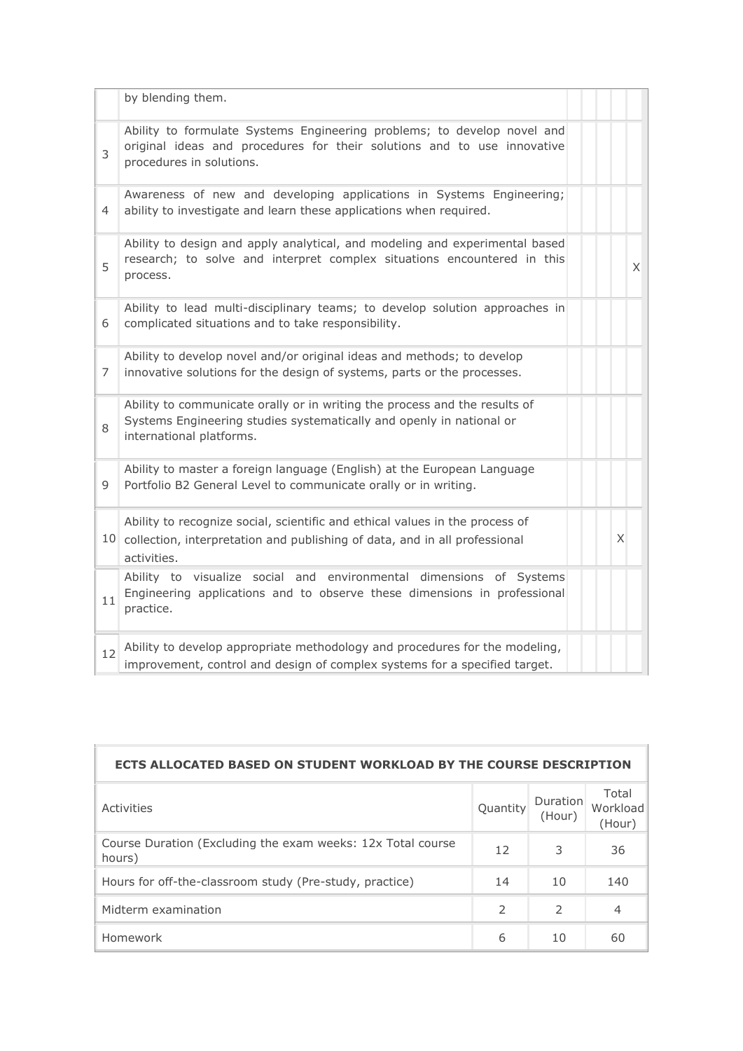| | | | | | | |
|---|---|---|---|---|---|---|
| | by blending them. | | | | | |
| 3 | Ability to formulate Systems Engineering problems; to develop novel and original ideas and procedures for their solutions and to use innovative procedures in solutions. | | | | | |
| 4 | Awareness of new and developing applications in Systems Engineering; ability to investigate and learn these applications when required. | | | | | |
| 5 | Ability to design and apply analytical, and modeling and experimental based research; to solve and interpret complex situations encountered in this process. | | | | | X |
| 6 | Ability to lead multi-disciplinary teams; to develop solution approaches in complicated situations and to take responsibility. | | | | | |
| 7 | Ability to develop novel and/or original ideas and methods; to develop innovative solutions for the design of systems, parts or the processes. | | | | | |
| 8 | Ability to communicate orally or in writing the process and the results of Systems Engineering studies systematically and openly in national or international platforms. | | | | | |
| 9 | Ability to master a foreign language (English) at the European Language Portfolio B2 General Level to communicate orally or in writing. | | | | | |
| 10 | Ability to recognize social, scientific and ethical values in the process of collection, interpretation and publishing of data, and in all professional activities. | | | | X | |
| 11 | Ability to visualize social and environmental dimensions of Systems Engineering applications and to observe these dimensions in professional practice. | | | | | |
| 12 | Ability to develop appropriate methodology and procedures for the modeling, improvement, control and design of complex systems for a specified target. | | | | | |

**ECTS ALLOCATED BASED ON STUDENT WORKLOAD BY THE COURSE DESCRIPTION**

| Activities | Quantity | Duration (Hour) | Total Workload (Hour) |
|---|---|---|---|
| Course Duration (Excluding the exam weeks: 12x Total course hours) | 12 | 3 | 36 |
| Hours for off-the-classroom study (Pre-study, practice) | 14 | 10 | 140 |
| Midterm examination | 2 | 2 | 4 |
| Homework | 6 | 10 | 60 |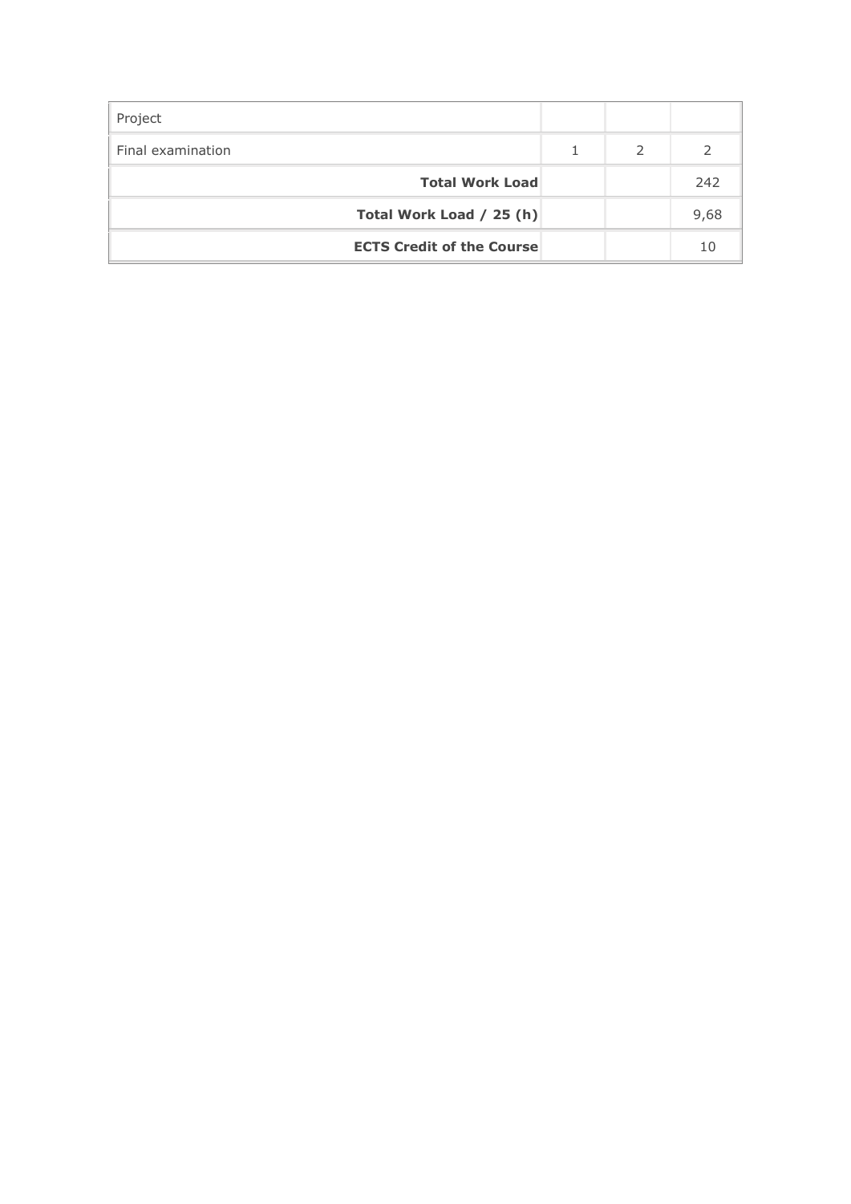| | | | |
|---|---|---|---|
| Project | | | |
| Final examination | 1 | 2 | 2 |
| **Total Work Load** | | | 242 |
| **Total Work Load / 25 (h)** | | | 9,68 |
| **ECTS Credit of the Course** | | | 10 |